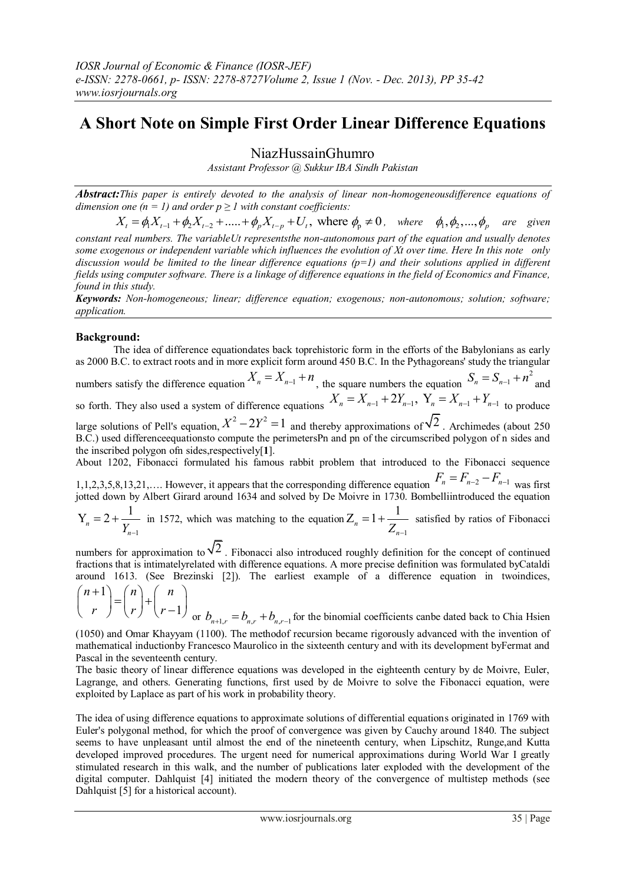# A Short Note on Simple First Order Linear Difference Equations

NiazHussainGhumro

*Assistant Professor @ Sukkur IBA Sindh Pakistan*

***Abstract:****This paper is entirely devoted to the analysis of linear non-homogeneousdifference equations of dimension one (n = 1) and order p ≥ 1 with constant coefficients:*

$$X_t = \phi_1 X_{t-1} + \phi_2 X_{t-2} + \ldots + \phi_p X_{t-p} + U_t, \text{ where } \phi_p \neq 0, \quad \textit{where} \quad \phi_1, \phi_2, \ldots, \phi_p \quad \textit{are given}$$

*constant real numbers. The variableUt representsthe non-autonomous part of the equation and usually denotes some exogenous or independent variable which influences the evolution of Xt over time. Here In this note only discussion would be limited to the linear difference equations (p=1) and their solutions applied in different fields using computer software. There is a linkage of difference equations in the field of Economics and Finance, found in this study.*

***Keywords:*** *Non-homogeneous; linear; difference equation; exogenous; non-autonomous; solution; software; application.*

## Background:

The idea of difference equationdates back toprehistoric form in the efforts of the Babylonians as early as 2000 B.C. to extract roots and in more explicit form around 450 B.C. In the Pythagoreans' study the triangular numbers satisfy the difference equation $X_n = X_{n-1} + n$, the square numbers the equation $S_n = S_{n-1} + n^2$ and so forth. They also used a system of difference equations $X_n = X_{n-1} + 2Y_{n-1},\ Y_n = X_{n-1} + Y_{n-1}$ to produce large solutions of Pell's equation, $X^2 - 2Y^2 = 1$ and thereby approximations of $\sqrt{2}$. Archimedes (about 250 B.C.) used differenceequationsto compute the perimetersPn and pn of the circumscribed polygon of n sides and the inscribed polygon ofn sides,respectively[**1**].

About 1202, Fibonacci formulated his famous rabbit problem that introduced to the Fibonacci sequence 1,1,2,3,5,8,13,21,…. However, it appears that the corresponding difference equation $F_n = F_{n-2} - F_{n-1}$ was first jotted down by Albert Girard around 1634 and solved by De Moivre in 1730. Bombelliintroduced the equation $Y_n = 2 + \frac{1}{Y_{n-1}}$ in 1572, which was matching to the equation $Z_n = 1 + \frac{1}{Z_{n-1}}$ satisfied by ratios of Fibonacci numbers for approximation to $\sqrt{2}$. Fibonacci also introduced roughly definition for the concept of continued fractions that is intimatelyrelated with difference equations. A more precise definition was formulated byCataldi around 1613. (See Brezinski [2]). The earliest example of a difference equation in twoindices, $\binom{n+1}{r} = \binom{n}{r} + \binom{n}{r-1}$ or $b_{n+1,r} = b_{n,r} + b_{n,r-1}$ for the binomial coefficients canbe dated back to Chia Hsien (1050) and Omar Khayyam (1100). The methodof recursion became rigorously advanced with the invention of mathematical inductionby Francesco Maurolico in the sixteenth century and with its development byFermat and Pascal in the seventeenth century.

The basic theory of linear difference equations was developed in the eighteenth century by de Moivre, Euler, Lagrange, and others. Generating functions, first used by de Moivre to solve the Fibonacci equation, were exploited by Laplace as part of his work in probability theory.

The idea of using difference equations to approximate solutions of differential equations originated in 1769 with Euler's polygonal method, for which the proof of convergence was given by Cauchy around 1840. The subject seems to have unpleasant until almost the end of the nineteenth century, when Lipschitz, Runge,and Kutta developed improved procedures. The urgent need for numerical approximations during World War I greatly stimulated research in this walk, and the number of publications later exploded with the development of the digital computer. Dahlquist [4] initiated the modern theory of the convergence of multistep methods (see Dahlquist [5] for a historical account).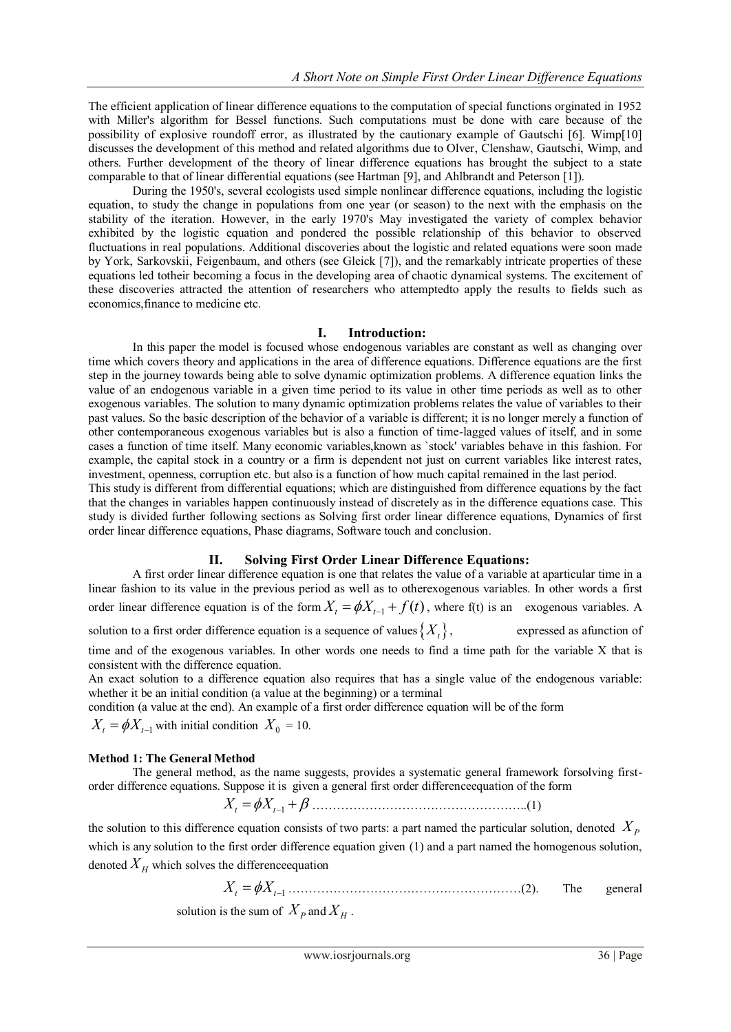The efficient application of linear difference equations to the computation of special functions orginated in 1952 with Miller's algorithm for Bessel functions. Such computations must be done with care because of the possibility of explosive roundoff error, as illustrated by the cautionary example of Gautschi [6]. Wimp[10] discusses the development of this method and related algorithms due to Olver, Clenshaw, Gautschi, Wimp, and others. Further development of the theory of linear difference equations has brought the subject to a state comparable to that of linear differential equations (see Hartman [9], and Ahlbrandt and Peterson [1]).

During the 1950's, several ecologists used simple nonlinear difference equations, including the logistic equation, to study the change in populations from one year (or season) to the next with the emphasis on the stability of the iteration. However, in the early 1970's May investigated the variety of complex behavior exhibited by the logistic equation and pondered the possible relationship of this behavior to observed fluctuations in real populations. Additional discoveries about the logistic and related equations were soon made by York, Sarkovskii, Feigenbaum, and others (see Gleick [7]), and the remarkably intricate properties of these equations led totheir becoming a focus in the developing area of chaotic dynamical systems. The excitement of these discoveries attracted the attention of researchers who attemptedto apply the results to fields such as economics,finance to medicine etc.

## I. Introduction:

In this paper the model is focused whose endogenous variables are constant as well as changing over time which covers theory and applications in the area of difference equations. Difference equations are the first step in the journey towards being able to solve dynamic optimization problems. A difference equation links the value of an endogenous variable in a given time period to its value in other time periods as well as to other exogenous variables. The solution to many dynamic optimization problems relates the value of variables to their past values. So the basic description of the behavior of a variable is different; it is no longer merely a function of other contemporaneous exogenous variables but is also a function of time-lagged values of itself, and in some cases a function of time itself. Many economic variables,known as `stock' variables behave in this fashion. For example, the capital stock in a country or a firm is dependent not just on current variables like interest rates, investment, openness, corruption etc. but also is a function of how much capital remained in the last period.

This study is different from differential equations; which are distinguished from difference equations by the fact that the changes in variables happen continuously instead of discretely as in the difference equations case. This study is divided further following sections as Solving first order linear difference equations, Dynamics of first order linear difference equations, Phase diagrams, Software touch and conclusion.

## II. Solving First Order Linear Difference Equations:

A first order linear difference equation is one that relates the value of a variable at aparticular time in a linear fashion to its value in the previous period as well as to otherexogenous variables. In other words a first order linear difference equation is of the form $X_t = \phi X_{t-1} + f(t)$, where f(t) is an exogenous variables. A solution to a first order difference equation is a sequence of values $\{X_t\}$, expressed as afunction of time and of the exogenous variables. In other words one needs to find a time path for the variable X that is consistent with the difference equation.

An exact solution to a difference equation also requires that has a single value of the endogenous variable: whether it be an initial condition (a value at the beginning) or a terminal condition (a value at the end). An example of a first order difference equation will be of the form $X_t = \phi X_{t-1}$ with initial condition $X_0 = 10$.

**Method 1: The General Method**

The general method, as the name suggests, provides a systematic general framework forsolving first-order difference equations. Suppose it is given a general first order differenceequation of the form

$$X_t = \phi X_{t-1} + \beta \quad \text{..........(1)}$$

the solution to this difference equation consists of two parts: a part named the particular solution, denoted $X_P$ which is any solution to the first order difference equation given (1) and a part named the homogenous solution, denoted $X_H$ which solves the differenceequation

$$X_t = \phi X_{t-1} \quad \text{..........(2)}$$

The general solution is the sum of $X_P$ and $X_H$.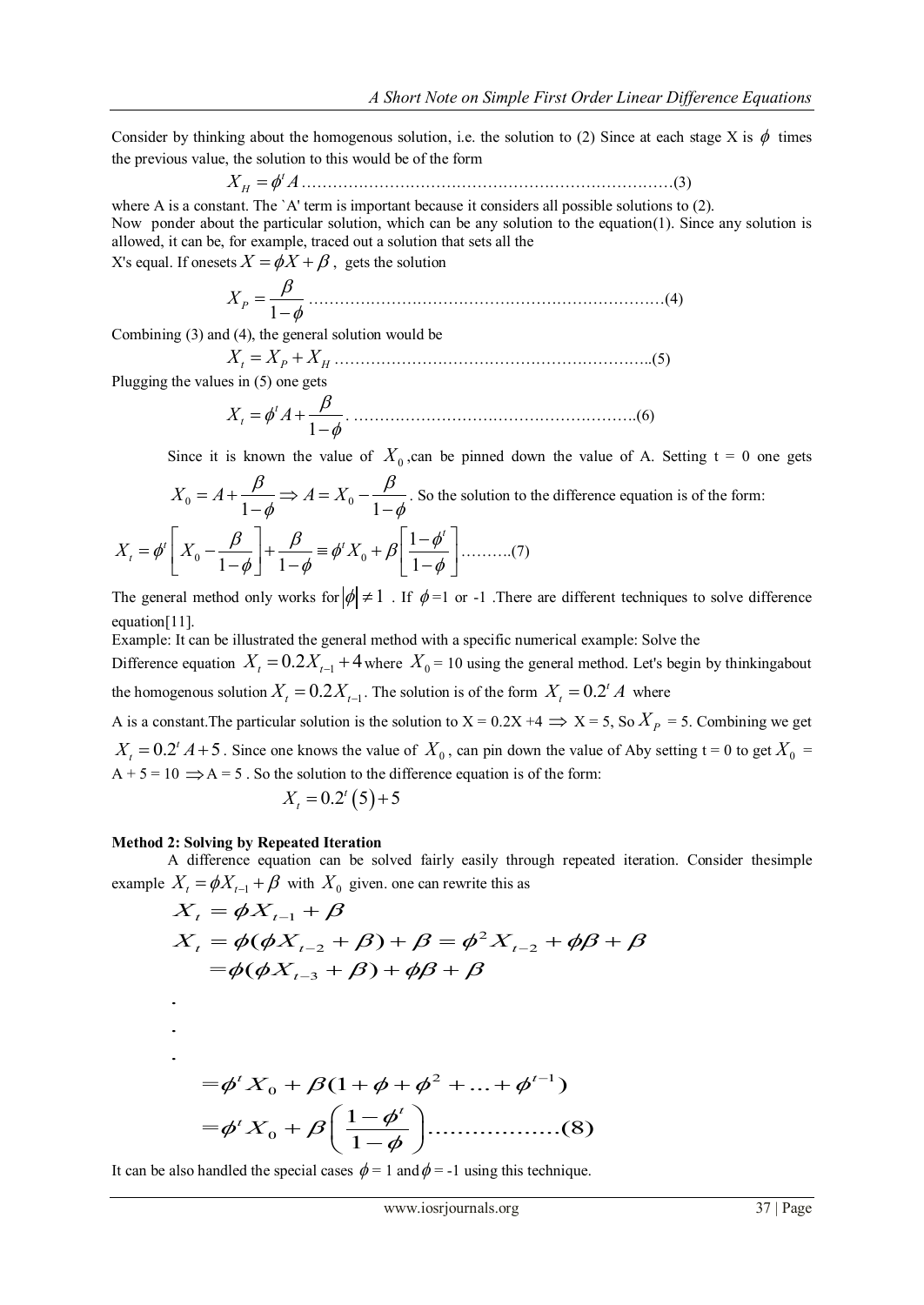Consider by thinking about the homogenous solution, i.e. the solution to (2) Since at each stage X is $\phi$ times the previous value, the solution to this would be of the form

$$X_H = \phi^t A \quad \text{..........(3)}$$

where A is a constant. The `A' term is important because it considers all possible solutions to (2).
Now ponder about the particular solution, which can be any solution to the equation(1). Since any solution is allowed, it can be, for example, traced out a solution that sets all the X's equal. If onesets $X = \phi X + \beta$ , gets the solution

$$X_P = \frac{\beta}{1-\phi} \quad \text{..........(4)}$$

Combining (3) and (4), the general solution would be

$$X_t = X_P + X_H \quad \text{..........(5)}$$

Plugging the values in (5) one gets

$$X_t = \phi^t A + \frac{\beta}{1-\phi}. \quad \text{..........(6)}$$

Since it is known the value of $X_0$ ,can be pinned down the value of A. Setting t = 0 one gets $X_0 = A + \frac{\beta}{1-\phi} \Rightarrow A = X_0 - \frac{\beta}{1-\phi}$. So the solution to the difference equation is of the form:

$$X_t = \phi^t \left[ X_0 - \frac{\beta}{1-\phi} \right] + \frac{\beta}{1-\phi} \equiv \phi^t X_0 + \beta \left[ \frac{1-\phi^t}{1-\phi} \right] \quad \text{..........(7)}$$

The general method only works for $|\phi| \neq 1$ . If $\phi$ =1 or -1 .There are different techniques to solve difference equation[11].

Example: It can be illustrated the general method with a specific numerical example: Solve the Difference equation $X_t = 0.2X_{t-1} + 4$ where $X_0$ = 10 using the general method. Let's begin by thinkingabout the homogenous solution $X_t = 0.2X_{t-1}$. The solution is of the form $X_t = 0.2^t A$ where A is a constant.The particular solution is the solution to X = 0.2X +4 $\Rightarrow$ X = 5, So $X_P$ = 5. Combining we get $X_t = 0.2^t A + 5$ . Since one knows the value of $X_0$ , can pin down the value of Aby setting t = 0 to get $X_0$ = A + 5 = 10 $\Rightarrow$ A = 5 . So the solution to the difference equation is of the form:

$$X_t = 0.2^t (5) + 5$$

**Method 2: Solving by Repeated Iteration**

A difference equation can be solved fairly easily through repeated iteration. Consider thesimple example $X_t = \phi X_{t-1} + \beta$ with $X_0$ given. one can rewrite this as

$$
\begin{aligned}
X_t &= \phi X_{t-1} + \beta \\
X_t &= \phi(\phi X_{t-2} + \beta) + \beta = \phi^2 X_{t-2} + \phi\beta + \beta \\
&= \phi(\phi X_{t-3} + \beta) + \phi\beta + \beta \\
&\;\;. \\
&\;\;. \\
&\;\;. \\
&= \phi^t X_0 + \beta(1 + \phi + \phi^2 + \ldots + \phi^{t-1}) \\
&= \phi^t X_0 + \beta\left(\frac{1-\phi^t}{1-\phi}\right) \quad \text{..........(8)}
\end{aligned}
$$

It can be also handled the special cases $\phi$ = 1 and $\phi$ = -1 using this technique.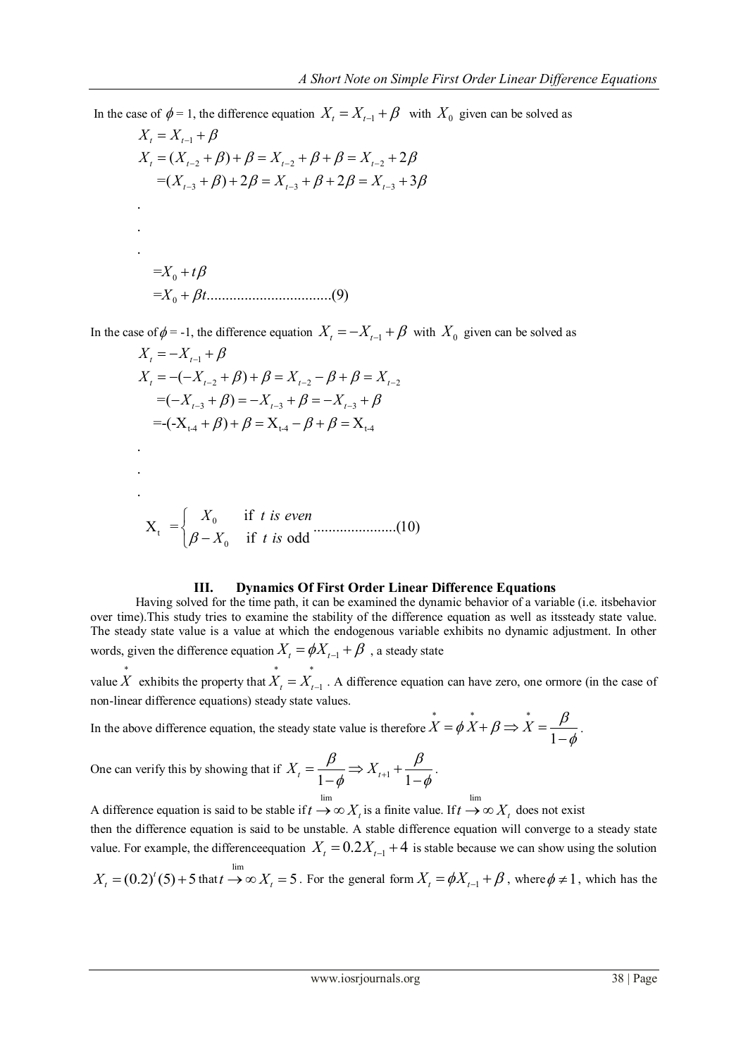In the case of $\phi = 1$, the difference equation $X_t = X_{t-1} + \beta$ with $X_0$ given can be solved as

$$X_t = X_{t-1} + \beta$$

$$X_t = (X_{t-2} + \beta) + \beta = X_{t-2} + \beta + \beta = X_{t-2} + 2\beta$$

$$= (X_{t-3} + \beta) + 2\beta = X_{t-3} + \beta + 2\beta = X_{t-3} + 3\beta$$

.

.

.

$$= X_0 + t\beta$$

$$= X_0 + \beta t \text{.................................(9)}$$

In the case of $\phi = -1$, the difference equation $X_t = -X_{t-1} + \beta$ with $X_0$ given can be solved as

$$X_t = -X_{t-1} + \beta$$

$$X_t = -(-X_{t-2} + \beta) + \beta = X_{t-2} - \beta + \beta = X_{t-2}$$

$$= (-X_{t-3} + \beta) = -X_{t-3} + \beta = -X_{t-3} + \beta$$

$$= -(-X_{t-4} + \beta) + \beta = X_{t-4} - \beta + \beta = X_{t-4}$$

.

.

.

$$X_t = \begin{cases} X_0 & \text{if } t \text{ is even} \\ \beta - X_0 & \text{if } t \text{ is odd} \end{cases} \text{......................(10)}$$

### III. Dynamics Of First Order Linear Difference Equations

Having solved for the time path, it can be examined the dynamic behavior of a variable (i.e. itsbehavior over time).This study tries to examine the stability of the difference equation as well as itssteady state value. The steady state value is a value at which the endogenous variable exhibits no dynamic adjustment. In other words, given the difference equation $X_t = \phi X_{t-1} + \beta$ , a steady state value $\overset{*}{X}$ exhibits the property that $\overset{*}{X}_t = \overset{*}{X}_{t-1}$ . A difference equation can have zero, one ormore (in the case of non-linear difference equations) steady state values.

In the above difference equation, the steady state value is therefore $\overset{*}{X} = \phi \overset{*}{X} + \beta \Rightarrow \overset{*}{X} = \frac{\beta}{1-\phi}$.

One can verify this by showing that if $X_t = \frac{\beta}{1-\phi} \Rightarrow X_{t+1} + \frac{\beta}{1-\phi}$.

A difference equation is said to be stable if $\lim_{t \to \infty} X_t$ is a finite value. If $\lim_{t \to \infty} X_t$ does not exist then the difference equation is said to be unstable. A stable difference equation will converge to a steady state value. For example, the differenceequation $X_t = 0.2X_{t-1} + 4$ is stable because we can show using the solution $X_t = (0.2)^t(5) + 5$ that $\lim_{t \to \infty} X_t = 5$. For the general form $X_t = \phi X_{t-1} + \beta$, where $\phi \neq 1$, which has the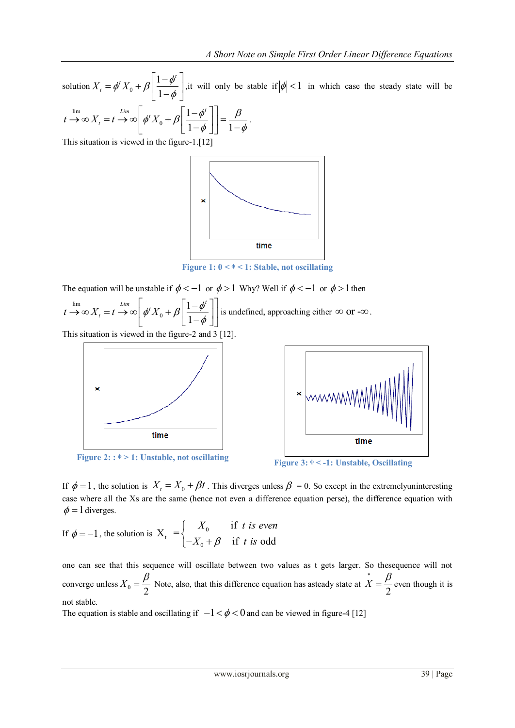solution $X_t = \phi^t X_0 + \beta\left[\frac{1-\phi^t}{1-\phi}\right]$,it will only be stable if $|\phi| < 1$ in which case the steady state will be

$$\lim_{t\to\infty} X_t = \lim_{t\to\infty}\left[\phi^t X_0 + \beta\left[\frac{1-\phi^t}{1-\phi}\right]\right] = \frac{\beta}{1-\phi}.$$

This situation is viewed in the figure-1.[12]

Figure 1: $0 < \phi < 1$: Stable, not oscillating

The equation will be unstable if $\phi < -1$ or $\phi > 1$ Why? Well if $\phi < -1$ or $\phi > 1$ then

$$\lim_{t\to\infty} X_t = \lim_{t\to\infty}\left[\phi^t X_0 + \beta\left[\frac{1-\phi^t}{1-\phi}\right]\right]$$ is undefined, approaching either $\infty$ or $-\infty$.

This situation is viewed in the figure-2 and 3 [12].

Figure 2: : $\phi > 1$: Unstable, not oscillating

Figure 3: $\phi < -1$: Unstable, Oscillating

If $\phi = 1$, the solution is $X_t = X_0 + \beta t$. This diverges unless $\beta$ = 0. So except in the extremelyuninteresting case where all the Xs are the same (hence not even a difference equation perse), the difference equation with $\phi = 1$ diverges.

If $\phi = -1$, the solution is $X_t = \begin{cases} X_0 & \text{if } t \text{ is even} \\ -X_0 + \beta & \text{if } t \text{ is odd} \end{cases}$

one can see that this sequence will oscillate between two values as t gets larger. So thesequence will not converge unless $X_0 = \frac{\beta}{2}$ Note, also, that this difference equation has asteady state at $\overset{*}{X} = \frac{\beta}{2}$ even though it is not stable.

The equation is stable and oscillating if $-1 < \phi < 0$ and can be viewed in figure-4 [12]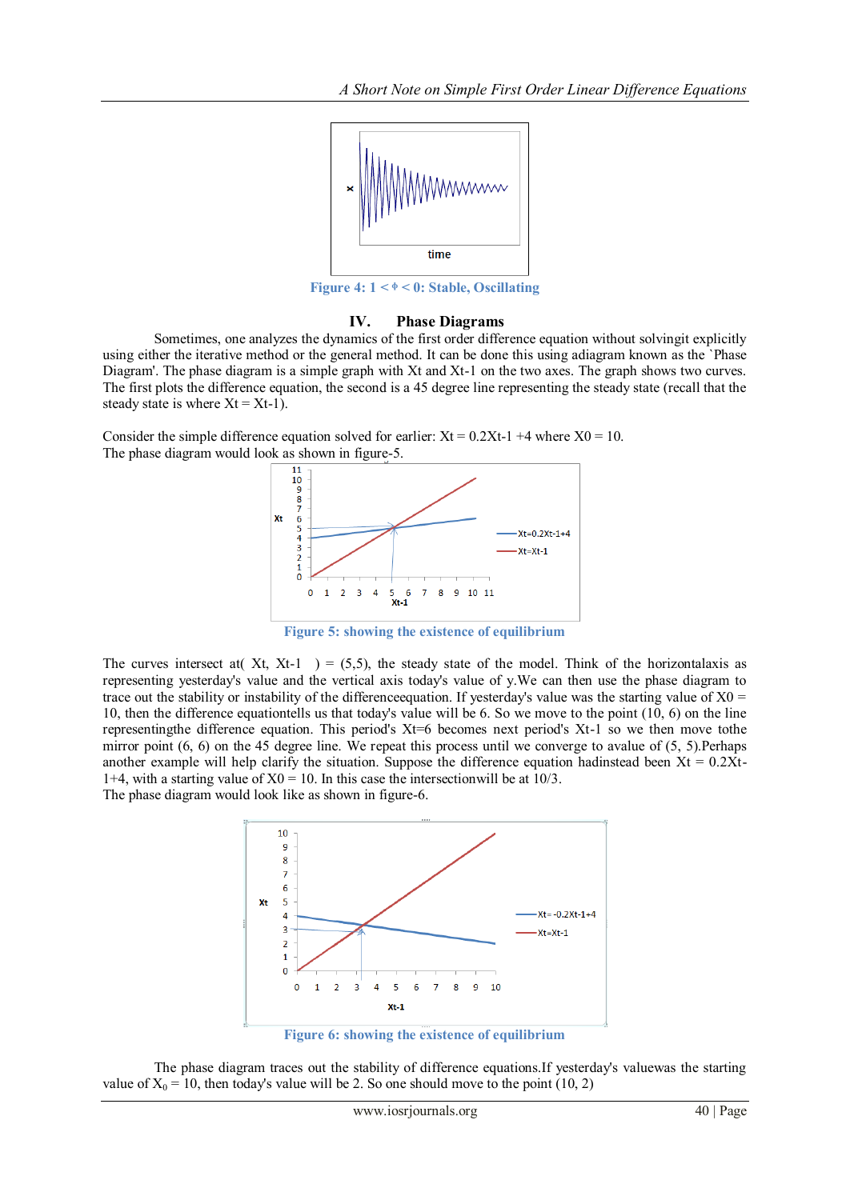Figure 4: 1 < ϕ < 0: Stable, Oscillating

## IV. Phase Diagrams

Sometimes, one analyzes the dynamics of the first order difference equation without solvingit explicitly using either the iterative method or the general method. It can be done this using adiagram known as the `Phase Diagram'. The phase diagram is a simple graph with Xt and Xt-1 on the two axes. The graph shows two curves. The first plots the difference equation, the second is a 45 degree line representing the steady state (recall that the steady state is where Xt = Xt-1).

Consider the simple difference equation solved for earlier: Xt = 0.2Xt-1 +4 where X0 = 10.
The phase diagram would look as shown in figure-5.

Figure 5: showing the existence of equilibrium

The curves intersect at( Xt, Xt-1 ) = (5,5), the steady state of the model. Think of the horizontalaxis as representing yesterday's value and the vertical axis today's value of y.We can then use the phase diagram to trace out the stability or instability of the differenceequation. If yesterday's value was the starting value of X0 = 10, then the difference equationtells us that today's value will be 6. So we move to the point (10, 6) on the line representingthe difference equation. This period's Xt=6 becomes next period's Xt-1 so we then move tothe mirror point (6, 6) on the 45 degree line. We repeat this process until we converge to avalue of (5, 5).Perhaps another example will help clarify the situation. Suppose the difference equation hadinstead been Xt = 0.2Xt-1+4, with a starting value of X0 = 10. In this case the intersectionwill be at 10/3.
The phase diagram would look like as shown in figure-6.

Figure 6: showing the existence of equilibrium

The phase diagram traces out the stability of difference equations.If yesterday's valuewas the starting value of $X_0$ = 10, then today's value will be 2. So one should move to the point (10, 2)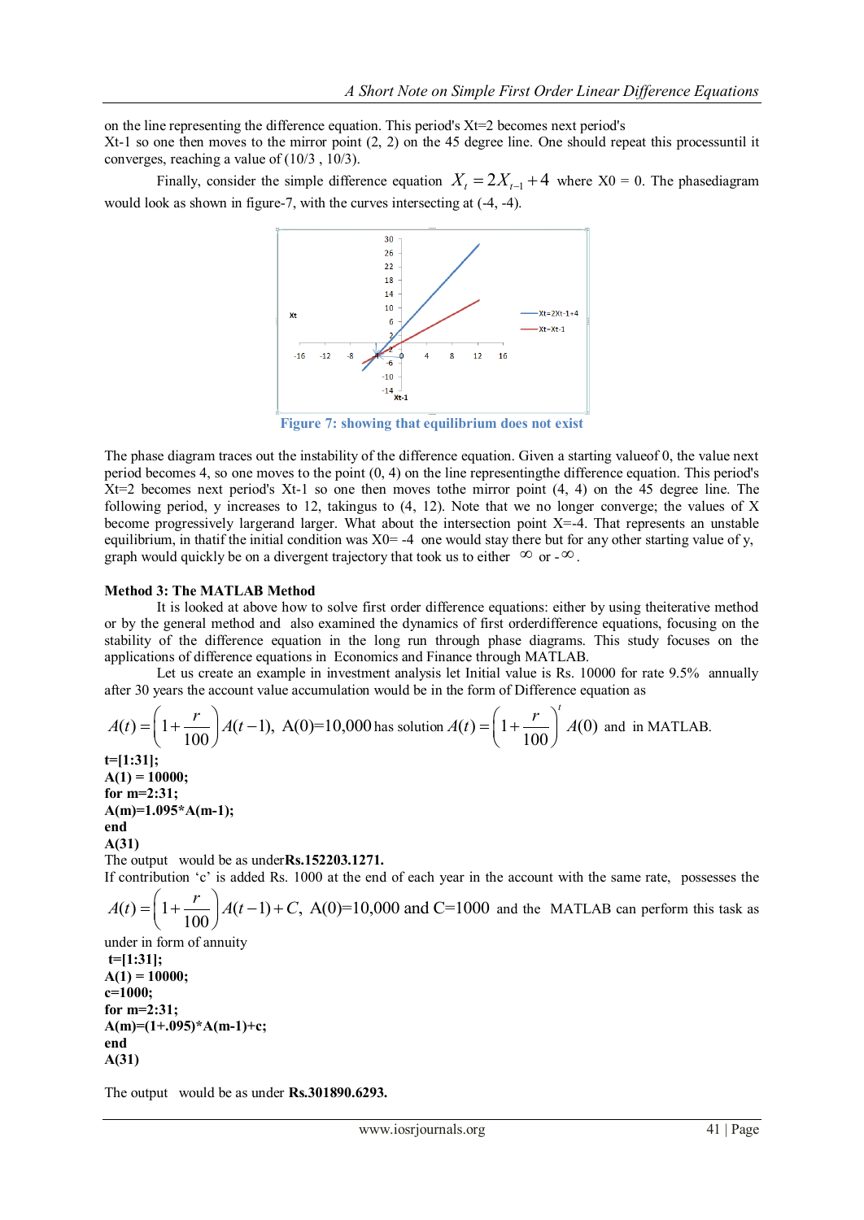on the line representing the difference equation. This period's Xt=2 becomes next period's
Xt-1 so one then moves to the mirror point (2, 2) on the 45 degree line. One should repeat this processuntil it converges, reaching a value of (10/3 , 10/3).

Finally, consider the simple difference equation $X_t = 2X_{t-1} + 4$ where X0 = 0. The phasediagram would look as shown in figure-7, with the curves intersecting at (-4, -4).

Figure 7: showing that equilibrium does not exist

The phase diagram traces out the instability of the difference equation. Given a starting valueof 0, the value next period becomes 4, so one moves to the point (0, 4) on the line representingthe difference equation. This period's Xt=2 becomes next period's Xt-1 so one then moves tothe mirror point (4, 4) on the 45 degree line. The following period, y increases to 12, takingus to (4, 12). Note that we no longer converge; the values of X become progressively largerand larger. What about the intersection point X=-4. That represents an unstable equilibrium, in thatif the initial condition was X0= -4 one would stay there but for any other starting value of y, graph would quickly be on a divergent trajectory that took us to either $\infty$ or -$\infty$.

**Method 3: The MATLAB Method**

It is looked at above how to solve first order difference equations: either by using theiterative method or by the general method and also examined the dynamics of first orderdifference equations, focusing on the stability of the difference equation in the long run through phase diagrams. This study focuses on the applications of difference equations in Economics and Finance through MATLAB.

Let us create an example in investment analysis let Initial value is Rs. 10000 for rate 9.5% annually after 30 years the account value accumulation would be in the form of Difference equation as

$A(t) = \left(1 + \frac{r}{100}\right) A(t-1)$, A(0)=10,000 has solution $A(t) = \left(1 + \frac{r}{100}\right)^t A(0)$ and in MATLAB.

```
t=[1:31];
A(1) = 10000;
for m=2:31;
A(m)=1.095*A(m-1);
end
A(31)
```

The output would be as under**Rs.152203.1271.**

If contribution 'c' is added Rs. 1000 at the end of each year in the account with the same rate, possesses the $A(t) = \left(1 + \frac{r}{100}\right) A(t-1) + C$, A(0)=10,000 and C=1000 and the MATLAB can perform this task as under in form of annuity

```
t=[1:31];
A(1) = 10000;
c=1000;
for m=2:31;
A(m)=(1+.095)*A(m-1)+c;
end
A(31)
```

The output would be as under **Rs.301890.6293.**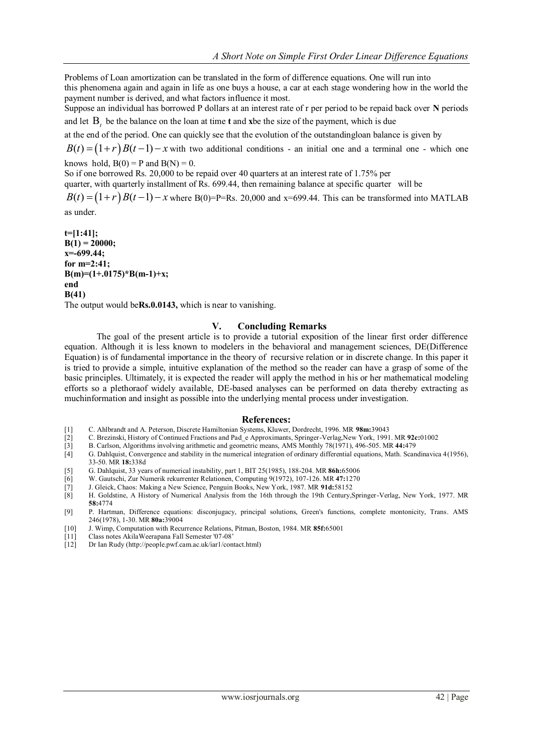Problems of Loan amortization can be translated in the form of difference equations. One will run into this phenomena again and again in life as one buys a house, a car at each stage wondering how in the world the payment number is derived, and what factors influence it most.

Suppose an individual has borrowed P dollars at an interest rate of r per period to be repaid back over **N** periods and let $B_t$ be the balance on the loan at time **t** and **x**be the size of the payment, which is due at the end of the period. One can quickly see that the evolution of the outstandingloan balance is given by $B(t) = (1+r)B(t-1) - x$ with two additional conditions - an initial one and a terminal one - which one knows hold, $B(0) = P$ and $B(N) = 0$.

So if one borrowed Rs. 20,000 to be repaid over 40 quarters at an interest rate of 1.75% per quarter, with quarterly installment of Rs. 699.44, then remaining balance at specific quarter will be $B(t) = (1+r)B(t-1) - x$ where B(0)=P=Rs. 20,000 and x=699.44. This can be transformed into MATLAB as under.

```
t=[1:41];
B(1) = 20000;
x=-699.44;
for m=2:41;
B(m)=(1+.0175)*B(m-1)+x;
end
B(41)
```

The output would be**Rs.0.0143,** which is near to vanishing.

## V. Concluding Remarks

The goal of the present article is to provide a tutorial exposition of the linear first order difference equation. Although it is less known to modelers in the behavioral and management sciences, DE(Difference Equation) is of fundamental importance in the theory of recursive relation or in discrete change. In this paper it is tried to provide a simple, intuitive explanation of the method so the reader can have a grasp of some of the basic principles. Ultimately, it is expected the reader will apply the method in his or her mathematical modeling efforts so a plethoraof widely available, DE-based analyses can be performed on data thereby extracting as muchinformation and insight as possible into the underlying mental process under investigation.

## References:

[1] C. Ahlbrandt and A. Peterson, Discrete Hamiltonian Systems, Kluwer, Dordrecht, 1996. MR **98m:**39043

[2] C. Brezinski, History of Continued Fractions and Pad_e Approximants, Springer-Verlag,New York, 1991. MR **92c:**01002

[3] B. Carlson, Algorithms involving arithmetic and geometric means, AMS Monthly 78(1971), 496-505. MR **44:**479

[4] G. Dahlquist, Convergence and stability in the numerical integration of ordinary differential equations, Math. Scandinavica 4(1956), 33-50. MR **18:**338d

[5] G. Dahlquist, 33 years of numerical instability, part 1, BIT 25(1985), 188-204. MR **86h:**65006

[6] W. Gautschi, Zur Numerik rekurrenter Relationen, Computing 9(1972), 107-126. MR **47:**1270

[7] J. Gleick, Chaos: Making a New Science, Penguin Books, New York, 1987. MR **91d:**58152

[8] H. Goldstine, A History of Numerical Analysis from the 16th through the 19th Century,Springer-Verlag, New York, 1977. MR **58:**4774

[9] P. Hartman, Difference equations: disconjugacy, principal solutions, Green's functions, complete montonicity, Trans. AMS 246(1978), 1-30. MR **80a:**39004

[10] J. Wimp, Computation with Recurrence Relations, Pitman, Boston, 1984. MR **85f:**65001

[11] Class notes AkilaWeerapana Fall Semester '07-08'

[12] Dr Ian Rudy (http://people.pwf.cam.ac.uk/iar1/contact.html)